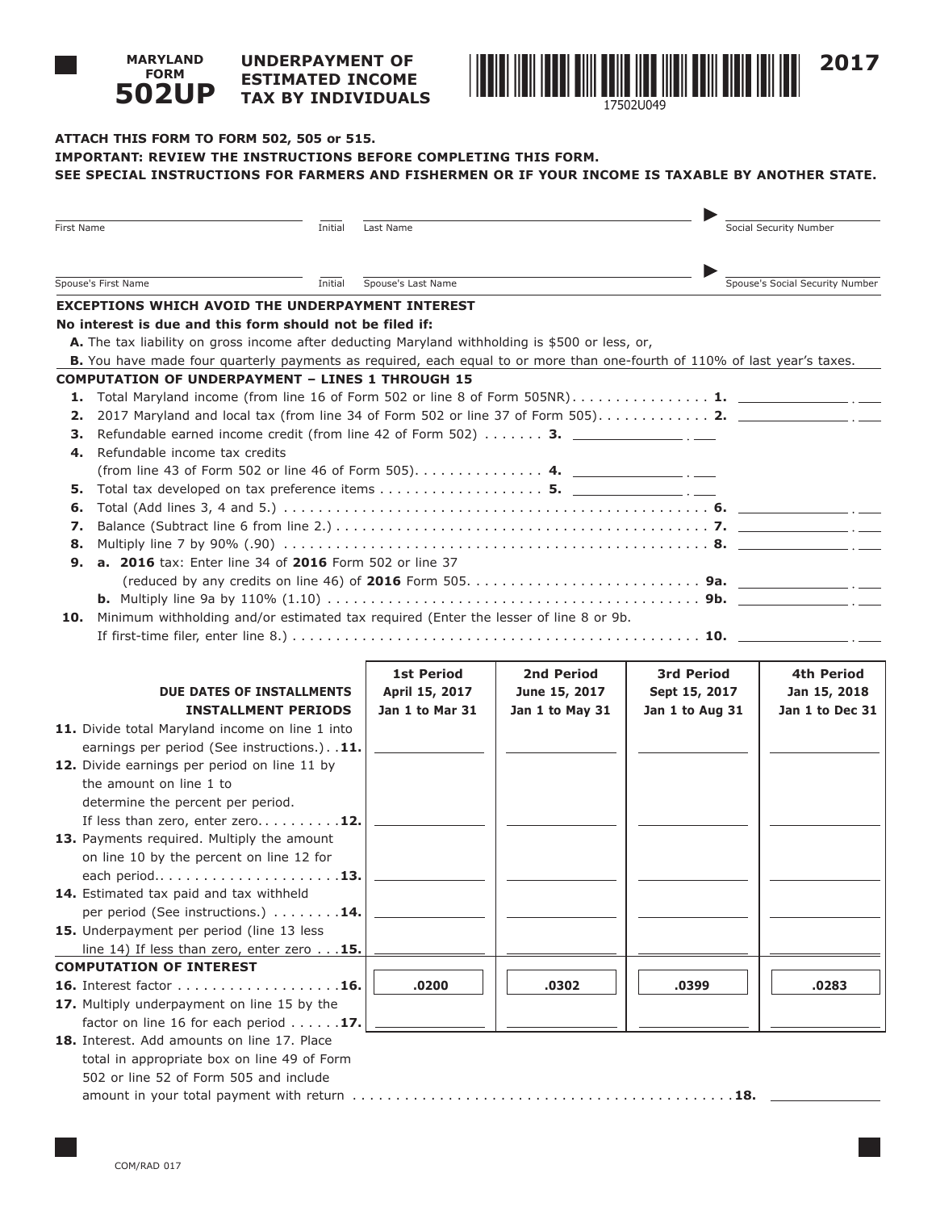# MARYLAND FORM 502UP

## UNDERPAYMENT OF ESTIMATED INCOME TAX BY INDIVIDUALS

17502U049

2017

**ATTACH THIS FORM TO FORM 502, 505 or 515.**

**IMPORTANT: REVIEW THE INSTRUCTIONS BEFORE COMPLETING THIS FORM.**

**SEE SPECIAL INSTRUCTIONS FOR FARMERS AND FISHERMEN OR IF YOUR INCOME IS TAXABLE BY ANOTHER STATE.**

First Name ____ Initial ____ Last Name ____ ▶ Social Security Number ____

Spouse's First Name ____ Initial ____ Spouse's Last Name ____ ▶ Spouse's Social Security Number ____

### EXCEPTIONS WHICH AVOID THE UNDERPAYMENT INTEREST

**No interest is due and this form should not be filed if:**

**A.** The tax liability on gross income after deducting Maryland withholding is $500 or less, or,

**B.** You have made four quarterly payments as required, each equal to or more than one-fourth of 110% of last year's taxes.

### COMPUTATION OF UNDERPAYMENT – LINES 1 THROUGH 15

**1.** Total Maryland income (from line 16 of Form 502 or line 8 of Form 505NR) . . . . . . . . . . **1.** ____

**2.** 2017 Maryland and local tax (from line 34 of Form 502 or line 37 of Form 505) . . . . . . . . **2.** ____

**3.** Refundable earned income credit (from line 42 of Form 502) . . . . . . . **3.** ____

**4.** Refundable income tax credits (from line 43 of Form 502 or line 46 of Form 505) . . . . . . . . **4.** ____

**5.** Total tax developed on tax preference items . . . . . . . . . . **5.** ____

**6.** Total (Add lines 3, 4 and 5.) . . . . . . . . . . **6.** ____

**7.** Balance (Subtract line 6 from line 2.) . . . . . . . . . . **7.** ____

**8.** Multiply line 7 by 90% (.90) . . . . . . . . . . **8.** ____

**9. a. 2016** tax: Enter line 34 of **2016** Form 502 or line 37 (reduced by any credits on line 46) of **2016** Form 505 . . . . . . . . . . **9a.** ____

**b.** Multiply line 9a by 110% (1.10) . . . . . . . . . . **9b.** ____

**10.** Minimum withholding and/or estimated tax required (Enter the lesser of line 8 or 9b. If first-time filer, enter line 8.) . . . . . . . . . . **10.** ____

| DUE DATES OF INSTALLMENTS<br>INSTALLMENT PERIODS | 1st Period<br>April 15, 2017<br>Jan 1 to Mar 31 | 2nd Period<br>June 15, 2017<br>Jan 1 to May 31 | 3rd Period<br>Sept 15, 2017<br>Jan 1 to Aug 31 | 4th Period<br>Jan 15, 2018<br>Jan 1 to Dec 31 |
|---|---|---|---|---|
| **11.** Divide total Maryland income on line 1 into earnings per period (See instructions.) . . **11.** | | | | |
| **12.** Divide earnings per period on line 11 by the amount on line 1 to determine the percent per period. If less than zero, enter zero . . . . . . . . . **12.** | | | | |
| **13.** Payments required. Multiply the amount on line 10 by the percent on line 12 for each period . . . . . . . . . **13.** | | | | |
| **14.** Estimated tax paid and tax withheld per period (See instructions.) . . . . . . . . **14.** | | | | |
| **15.** Underpayment per period (line 13 less line 14) If less than zero, enter zero . . . **15.** | | | | |
| **COMPUTATION OF INTEREST** | | | | |
| **16.** Interest factor . . . . . . . . . . **16.** | .0200 | .0302 | .0399 | .0283 |
| **17.** Multiply underpayment on line 15 by the factor on line 16 for each period . . . . . . **17.** | | | | |

**18.** Interest. Add amounts on line 17. Place total in appropriate box on line 49 of Form 502 or line 52 of Form 505 and include amount in your total payment with return . . . . . . . . . . **18.** ____

COM/RAD 017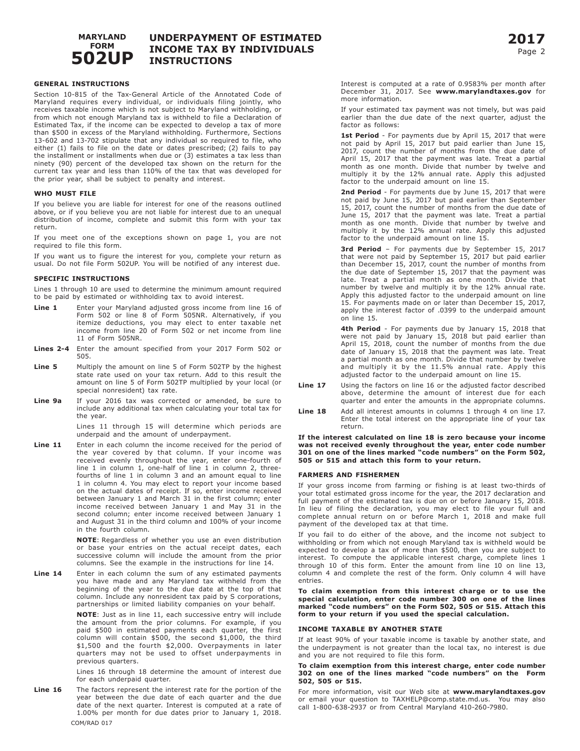# MARYLAND FORM 502UP

## UNDERPAYMENT OF ESTIMATED INCOME TAX BY INDIVIDUALS INSTRUCTIONS

**2017**

### GENERAL INSTRUCTIONS

Section 10-815 of the Tax-General Article of the Annotated Code of Maryland requires every individual, or individuals filing jointly, who receives taxable income which is not subject to Maryland withholding, or from which not enough Maryland tax is withheld to file a Declaration of Estimated Tax, if the income can be expected to develop a tax of more than $500 in excess of the Maryland withholding. Furthermore, Sections 13-602 and 13-702 stipulate that any individual so required to file, who either (1) fails to file on the date or dates prescribed; (2) fails to pay the installment or installments when due or (3) estimates a tax less than ninety (90) percent of the developed tax shown on the return for the current tax year and less than 110% of the tax that was developed for the prior year, shall be subject to penalty and interest.

### WHO MUST FILE

If you believe you are liable for interest for one of the reasons outlined above, or if you believe you are not liable for interest due to an unequal distribution of income, complete and submit this form with your tax return.

If you meet one of the exceptions shown on page 1, you are not required to file this form.

If you want us to figure the interest for you, complete your return as usual. Do not file Form 502UP. You will be notified of any interest due.

### SPECIFIC INSTRUCTIONS

Lines 1 through 10 are used to determine the minimum amount required to be paid by estimated or withholding tax to avoid interest.

**Line 1** Enter your Maryland adjusted gross income from line 16 of Form 502 or line 8 of Form 505NR. Alternatively, if you itemize deductions, you may elect to enter taxable net income from line 20 of Form 502 or net income from line 11 of Form 505NR.

**Lines 2-4** Enter the amount specified from your 2017 Form 502 or 505.

**Line 5** Multiply the amount on line 5 of Form 502TP by the highest state rate used on your tax return. Add to this result the amount on line 5 of Form 502TP multiplied by your local (or special nonresident) tax rate.

**Line 9a** If your 2016 tax was corrected or amended, be sure to include any additional tax when calculating your total tax for the year.

Lines 11 through 15 will determine which periods are underpaid and the amount of underpayment.

**Line 11** Enter in each column the income received for the period of the year covered by that column. If your income was received evenly throughout the year, enter one-fourth of line 1 in column 1, one-half of line 1 in column 2, three-fourths of line 1 in column 3 and an amount equal to line 1 in column 4. You may elect to report your income based on the actual dates of receipt. If so, enter income received between January 1 and March 31 in the first column; enter income received between January 1 and May 31 in the second column; enter income received between January 1 and August 31 in the third column and 100% of your income in the fourth column.

**NOTE**: Regardless of whether you use an even distribution or base your entries on the actual receipt dates, each successive column will include the amount from the prior columns. See the example in the instructions for line 14.

**Line 14** Enter in each column the sum of any estimated payments you have made and any Maryland tax withheld from the beginning of the year to the due date at the top of that column. Include any nonresident tax paid by S corporations, partnerships or limited liability companies on your behalf.

**NOTE**: Just as in line 11, each successive entry will include the amount from the prior columns. For example, if you paid $500 in estimated payments each quarter, the first column will contain $500, the second $1,000, the third $1,500 and the fourth $2,000. Overpayments in later quarters may not be used to offset underpayments in previous quarters.

Lines 16 through 18 determine the amount of interest due for each underpaid quarter.

**Line 16** The factors represent the interest rate for the portion of the year between the due date of each quarter and the due date of the next quarter. Interest is computed at a rate of 1.00% per month for due dates prior to January 1, 2018. Interest is computed at a rate of 0.9583% per month after December 31, 2017. See **www.marylandtaxes.gov** for more information.

If your estimated tax payment was not timely, but was paid earlier than the due date of the next quarter, adjust the factor as follows:

**1st Period** - For payments due by April 15, 2017 that were not paid by April 15, 2017 but paid earlier than June 15, 2017, count the number of months from the due date of April 15, 2017 that the payment was late. Treat a partial month as one month. Divide that number by twelve and multiply it by the 12% annual rate. Apply this adjusted factor to the underpaid amount on line 15.

**2nd Period** - For payments due by June 15, 2017 that were not paid by June 15, 2017 but paid earlier than September 15, 2017, count the number of months from the due date of June 15, 2017 that the payment was late. Treat a partial month as one month. Divide that number by twelve and multiply it by the 12% annual rate. Apply this adjusted factor to the underpaid amount on line 15.

**3rd Period** – For payments due by September 15, 2017 that were not paid by September 15, 2017 but paid earlier than December 15, 2017, count the number of months from the due date of September 15, 2017 that the payment was late. Treat a partial month as one month. Divide that number by twelve and multiply it by the 12% annual rate. Apply this adjusted factor to the underpaid amount on line 15. For payments made on or later than December 15, 2017, apply the interest factor of .0399 to the underpaid amount on line 15.

**4th Period** - For payments due by January 15, 2018 that were not paid by January 15, 2018 but paid earlier than April 15, 2018, count the number of months from the due date of January 15, 2018 that the payment was late. Treat a partial month as one month. Divide that number by twelve and multiply it by the 11.5% annual rate. Apply this adjusted factor to the underpaid amount on line 15.

**Line 17** Using the factors on line 16 or the adjusted factor described above, determine the amount of interest due for each quarter and enter the amounts in the appropriate columns.

**Line 18** Add all interest amounts in columns 1 through 4 on line 17. Enter the total interest on the appropriate line of your tax return.

**If the interest calculated on line 18 is zero because your income was not received evenly throughout the year, enter code number 301 on one of the lines marked "code numbers" on the Form 502, 505 or 515 and attach this form to your return.**

### FARMERS AND FISHERMEN

If your gross income from farming or fishing is at least two-thirds of your total estimated gross income for the year, the 2017 declaration and full payment of the estimated tax is due on or before January 15, 2018. In lieu of filing the declaration, you may elect to file your full and complete annual return on or before March 1, 2018 and make full payment of the developed tax at that time.

If you fail to do either of the above, and the income not subject to withholding or from which not enough Maryland tax is withheld would be expected to develop a tax of more than $500, then you are subject to interest. To compute the applicable interest charge, complete lines 1 through 10 of this form. Enter the amount from line 10 on line 13, column 4 and complete the rest of the form. Only column 4 will have entries.

**To claim exemption from this interest charge or to use the special calculation, enter code number 300 on one of the lines marked "code numbers" on the Form 502, 505 or 515. Attach this form to your return if you used the special calculation.**

### INCOME TAXABLE BY ANOTHER STATE

If at least 90% of your taxable income is taxable by another state, and the underpayment is not greater than the local tax, no interest is due and you are not required to file this form.

**To claim exemption from this interest charge, enter code number 302 on one of the lines marked "code numbers" on the Form 502, 505 or 515.**

For more information, visit our Web site at **www.marylandtaxes.gov** or email your question to TAXHELP@comp.state.md.us. You may also call 1-800-638-2937 or from Central Maryland 410-260-7980.

COM/RAD 017